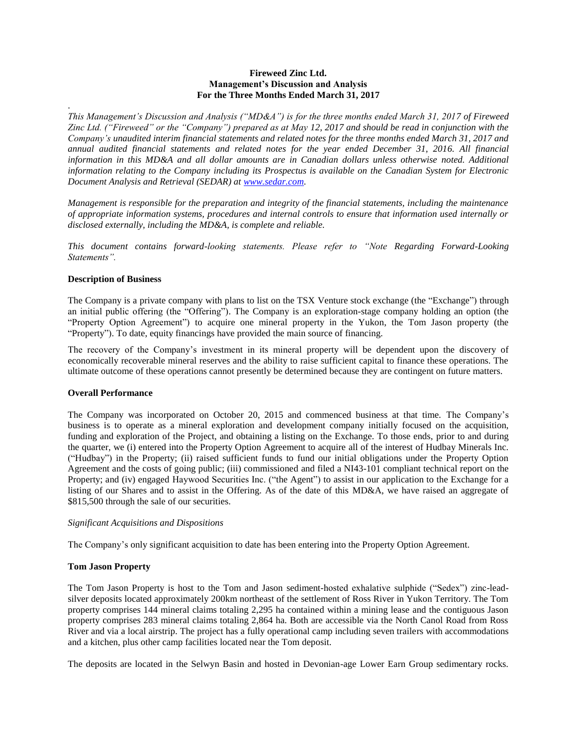**Fireweed Zinc Ltd.**
**Management's Discussion and Analysis**
**For the Three Months Ended March 31, 2017**

.

*This Management's Discussion and Analysis ("MD&A") is for the three months ended March 31, 2017 of Fireweed Zinc Ltd. ("Fireweed" or the "Company") prepared as at May 12, 2017 and should be read in conjunction with the Company's unaudited interim financial statements and related notes for the three months ended March 31, 2017 and annual audited financial statements and related notes for the year ended December 31, 2016. All financial information in this MD&A and all dollar amounts are in Canadian dollars unless otherwise noted. Additional information relating to the Company including its Prospectus is available on the Canadian System for Electronic Document Analysis and Retrieval (SEDAR) at [www.sedar.com](http://www.sedar.com).*

*Management is responsible for the preparation and integrity of the financial statements, including the maintenance of appropriate information systems, procedures and internal controls to ensure that information used internally or disclosed externally, including the MD&A, is complete and reliable.*

*This document contains forward-looking statements. Please refer to "Note Regarding Forward-Looking Statements".*

### Description of Business

The Company is a private company with plans to list on the TSX Venture stock exchange (the "Exchange") through an initial public offering (the "Offering"). The Company is an exploration-stage company holding an option (the "Property Option Agreement") to acquire one mineral property in the Yukon, the Tom Jason property (the "Property"). To date, equity financings have provided the main source of financing.

The recovery of the Company's investment in its mineral property will be dependent upon the discovery of economically recoverable mineral reserves and the ability to raise sufficient capital to finance these operations. The ultimate outcome of these operations cannot presently be determined because they are contingent on future matters.

### Overall Performance

The Company was incorporated on October 20, 2015 and commenced business at that time. The Company's business is to operate as a mineral exploration and development company initially focused on the acquisition, funding and exploration of the Project, and obtaining a listing on the Exchange. To those ends, prior to and during the quarter, we (i) entered into the Property Option Agreement to acquire all of the interest of Hudbay Minerals Inc. ("Hudbay") in the Property; (ii) raised sufficient funds to fund our initial obligations under the Property Option Agreement and the costs of going public; (iii) commissioned and filed a NI43-101 compliant technical report on the Property; and (iv) engaged Haywood Securities Inc. ("the Agent") to assist in our application to the Exchange for a listing of our Shares and to assist in the Offering. As of the date of this MD&A, we have raised an aggregate of $815,500 through the sale of our securities.

*Significant Acquisitions and Dispositions*

The Company's only significant acquisition to date has been entering into the Property Option Agreement.

### Tom Jason Property

The Tom Jason Property is host to the Tom and Jason sediment-hosted exhalative sulphide ("Sedex") zinc-lead-silver deposits located approximately 200km northeast of the settlement of Ross River in Yukon Territory. The Tom property comprises 144 mineral claims totaling 2,295 ha contained within a mining lease and the contiguous Jason property comprises 283 mineral claims totaling 2,864 ha. Both are accessible via the North Canol Road from Ross River and via a local airstrip. The project has a fully operational camp including seven trailers with accommodations and a kitchen, plus other camp facilities located near the Tom deposit.

The deposits are located in the Selwyn Basin and hosted in Devonian-age Lower Earn Group sedimentary rocks.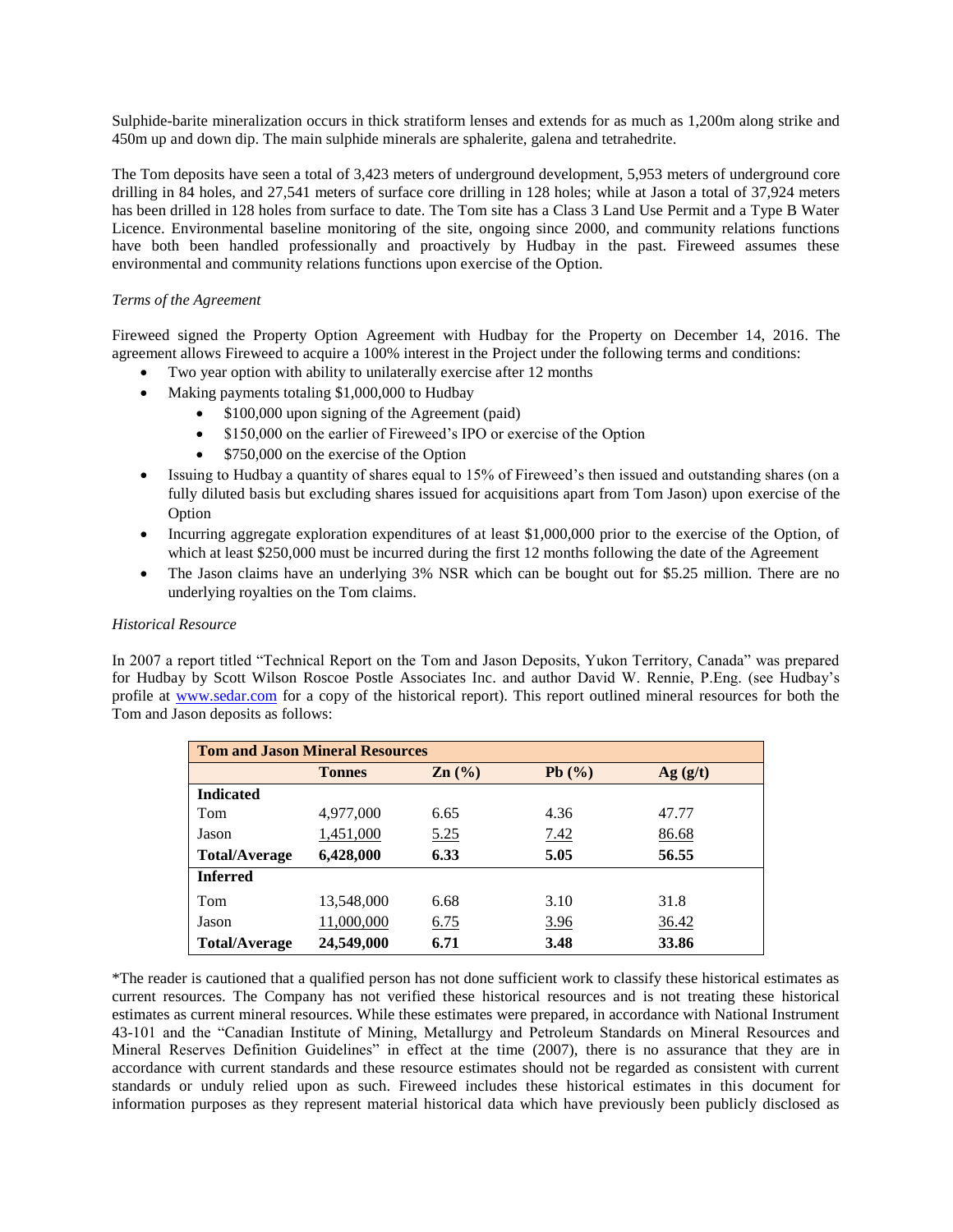Sulphide-barite mineralization occurs in thick stratiform lenses and extends for as much as 1,200m along strike and 450m up and down dip. The main sulphide minerals are sphalerite, galena and tetrahedrite.

The Tom deposits have seen a total of 3,423 meters of underground development, 5,953 meters of underground core drilling in 84 holes, and 27,541 meters of surface core drilling in 128 holes; while at Jason a total of 37,924 meters has been drilled in 128 holes from surface to date. The Tom site has a Class 3 Land Use Permit and a Type B Water Licence. Environmental baseline monitoring of the site, ongoing since 2000, and community relations functions have both been handled professionally and proactively by Hudbay in the past. Fireweed assumes these environmental and community relations functions upon exercise of the Option.

*Terms of the Agreement*

Fireweed signed the Property Option Agreement with Hudbay for the Property on December 14, 2016. The agreement allows Fireweed to acquire a 100% interest in the Project under the following terms and conditions:

- Two year option with ability to unilaterally exercise after 12 months
- Making payments totaling $1,000,000 to Hudbay
  - $100,000 upon signing of the Agreement (paid)
  - $150,000 on the earlier of Fireweed's IPO or exercise of the Option
  - $750,000 on the exercise of the Option
- Issuing to Hudbay a quantity of shares equal to 15% of Fireweed's then issued and outstanding shares (on a fully diluted basis but excluding shares issued for acquisitions apart from Tom Jason) upon exercise of the Option
- Incurring aggregate exploration expenditures of at least $1,000,000 prior to the exercise of the Option, of which at least $250,000 must be incurred during the first 12 months following the date of the Agreement
- The Jason claims have an underlying 3% NSR which can be bought out for $5.25 million. There are no underlying royalties on the Tom claims.

*Historical Resource*

In 2007 a report titled "Technical Report on the Tom and Jason Deposits, Yukon Territory, Canada" was prepared for Hudbay by Scott Wilson Roscoe Postle Associates Inc. and author David W. Rennie, P.Eng. (see Hudbay's profile at www.sedar.com for a copy of the historical report). This report outlined mineral resources for both the Tom and Jason deposits as follows:

| **Tom and Jason Mineral Resources** | | | | |
|---|---|---|---|---|
| | **Tonnes** | **Zn (%)** | **Pb (%)** | **Ag (g/t)** |
| **Indicated** | | | | |
| Tom | 4,977,000 | 6.65 | 4.36 | 47.77 |
| Jason | 1,451,000 | 5.25 | 7.42 | 86.68 |
| **Total/Average** | **6,428,000** | **6.33** | **5.05** | **56.55** |
| **Inferred** | | | | |
| Tom | 13,548,000 | 6.68 | 3.10 | 31.8 |
| Jason | 11,000,000 | 6.75 | 3.96 | 36.42 |
| **Total/Average** | **24,549,000** | **6.71** | **3.48** | **33.86** |

*The reader is cautioned that a qualified person has not done sufficient work to classify these historical estimates as current resources. The Company has not verified these historical resources and is not treating these historical estimates as current mineral resources. While these estimates were prepared, in accordance with National Instrument 43-101 and the "Canadian Institute of Mining, Metallurgy and Petroleum Standards on Mineral Resources and Mineral Reserves Definition Guidelines" in effect at the time (2007), there is no assurance that they are in accordance with current standards and these resource estimates should not be regarded as consistent with current standards or unduly relied upon as such. Fireweed includes these historical estimates in this document for information purposes as they represent material historical data which have previously been publicly disclosed as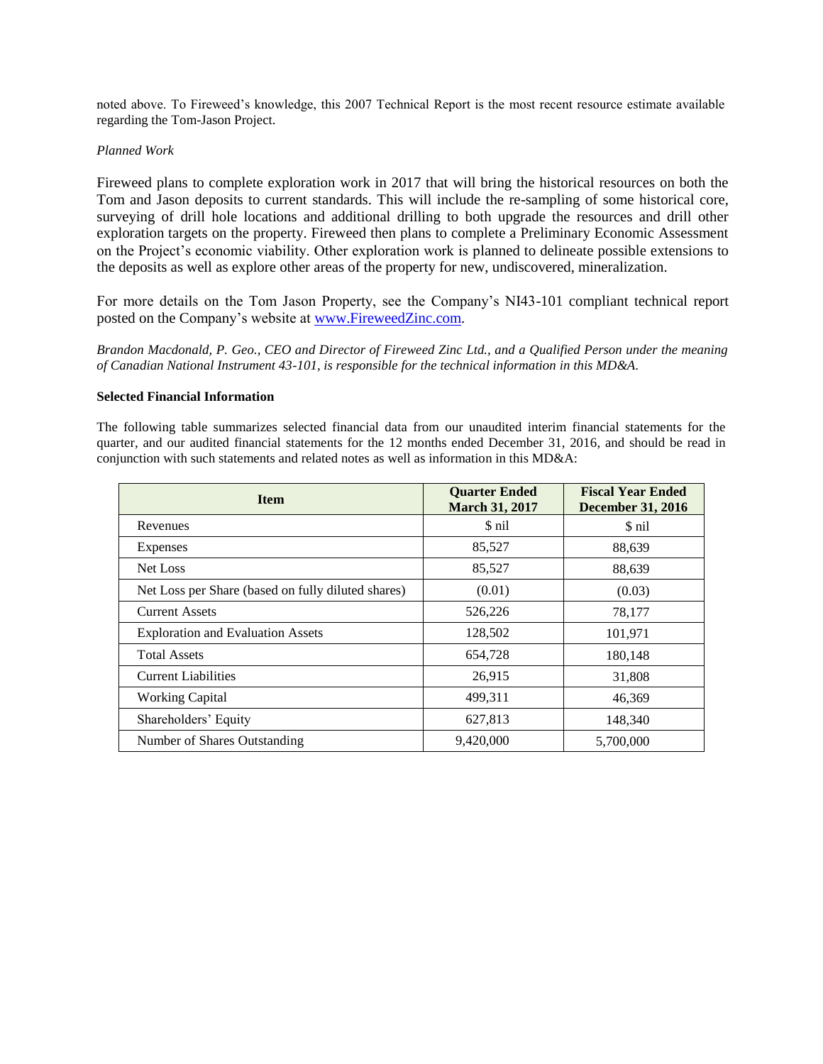noted above. To Fireweed's knowledge, this 2007 Technical Report is the most recent resource estimate available regarding the Tom-Jason Project.

*Planned Work*

Fireweed plans to complete exploration work in 2017 that will bring the historical resources on both the Tom and Jason deposits to current standards. This will include the re-sampling of some historical core, surveying of drill hole locations and additional drilling to both upgrade the resources and drill other exploration targets on the property. Fireweed then plans to complete a Preliminary Economic Assessment on the Project's economic viability. Other exploration work is planned to delineate possible extensions to the deposits as well as explore other areas of the property for new, undiscovered, mineralization.

For more details on the Tom Jason Property, see the Company's NI43-101 compliant technical report posted on the Company's website at [www.FireweedZinc.com](http://www.FireweedZinc.com).

*Brandon Macdonald, P. Geo., CEO and Director of Fireweed Zinc Ltd., and a Qualified Person under the meaning of Canadian National Instrument 43-101, is responsible for the technical information in this MD&A.*

**Selected Financial Information**

The following table summarizes selected financial data from our unaudited interim financial statements for the quarter, and our audited financial statements for the 12 months ended December 31, 2016, and should be read in conjunction with such statements and related notes as well as information in this MD&A:

| Item | Quarter Ended March 31, 2017 | Fiscal Year Ended December 31, 2016 |
|---|---|---|
| Revenues | $ nil | $ nil |
| Expenses | 85,527 | 88,639 |
| Net Loss | 85,527 | 88,639 |
| Net Loss per Share (based on fully diluted shares) | (0.01) | (0.03) |
| Current Assets | 526,226 | 78,177 |
| Exploration and Evaluation Assets | 128,502 | 101,971 |
| Total Assets | 654,728 | 180,148 |
| Current Liabilities | 26,915 | 31,808 |
| Working Capital | 499,311 | 46,369 |
| Shareholders' Equity | 627,813 | 148,340 |
| Number of Shares Outstanding | 9,420,000 | 5,700,000 |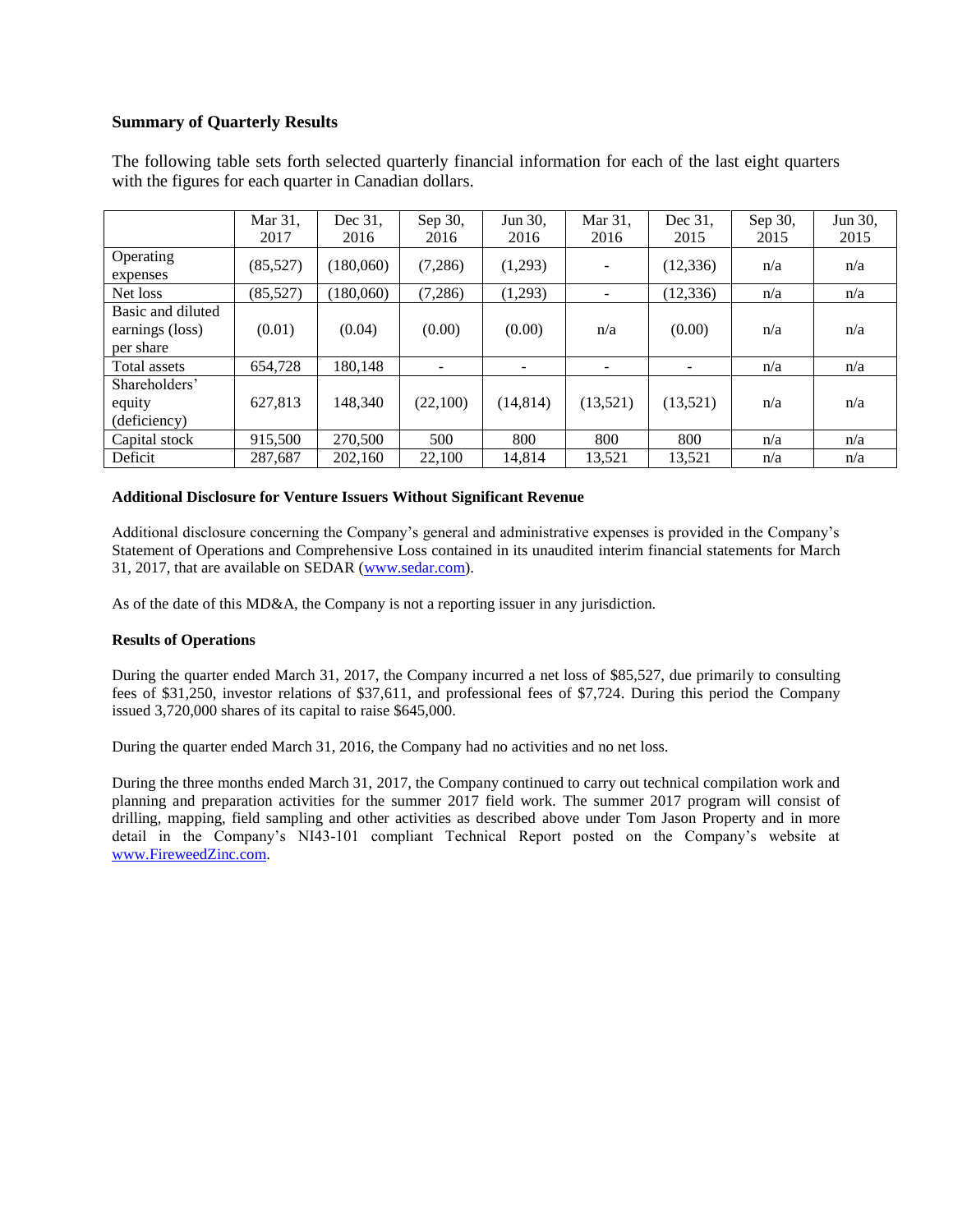## Summary of Quarterly Results

The following table sets forth selected quarterly financial information for each of the last eight quarters with the figures for each quarter in Canadian dollars.

| | Mar 31, 2017 | Dec 31, 2016 | Sep 30, 2016 | Jun 30, 2016 | Mar 31, 2016 | Dec 31, 2015 | Sep 30, 2015 | Jun 30, 2015 |
|---|---|---|---|---|---|---|---|---|
| Operating expenses | (85,527) | (180,060) | (7,286) | (1,293) | - | (12,336) | n/a | n/a |
| Net loss | (85,527) | (180,060) | (7,286) | (1,293) | - | (12,336) | n/a | n/a |
| Basic and diluted earnings (loss) per share | (0.01) | (0.04) | (0.00) | (0.00) | n/a | (0.00) | n/a | n/a |
| Total assets | 654,728 | 180,148 | - | - | - | - | n/a | n/a |
| Shareholders' equity (deficiency) | 627,813 | 148,340 | (22,100) | (14,814) | (13,521) | (13,521) | n/a | n/a |
| Capital stock | 915,500 | 270,500 | 500 | 800 | 800 | 800 | n/a | n/a |
| Deficit | 287,687 | 202,160 | 22,100 | 14,814 | 13,521 | 13,521 | n/a | n/a |

### Additional Disclosure for Venture Issuers Without Significant Revenue

Additional disclosure concerning the Company's general and administrative expenses is provided in the Company's Statement of Operations and Comprehensive Loss contained in its unaudited interim financial statements for March 31, 2017, that are available on SEDAR (www.sedar.com).

As of the date of this MD&A, the Company is not a reporting issuer in any jurisdiction.

### Results of Operations

During the quarter ended March 31, 2017, the Company incurred a net loss of $85,527, due primarily to consulting fees of $31,250, investor relations of $37,611, and professional fees of $7,724. During this period the Company issued 3,720,000 shares of its capital to raise $645,000.

During the quarter ended March 31, 2016, the Company had no activities and no net loss.

During the three months ended March 31, 2017, the Company continued to carry out technical compilation work and planning and preparation activities for the summer 2017 field work. The summer 2017 program will consist of drilling, mapping, field sampling and other activities as described above under Tom Jason Property and in more detail in the Company's NI43-101 compliant Technical Report posted on the Company's website at www.FireweedZinc.com.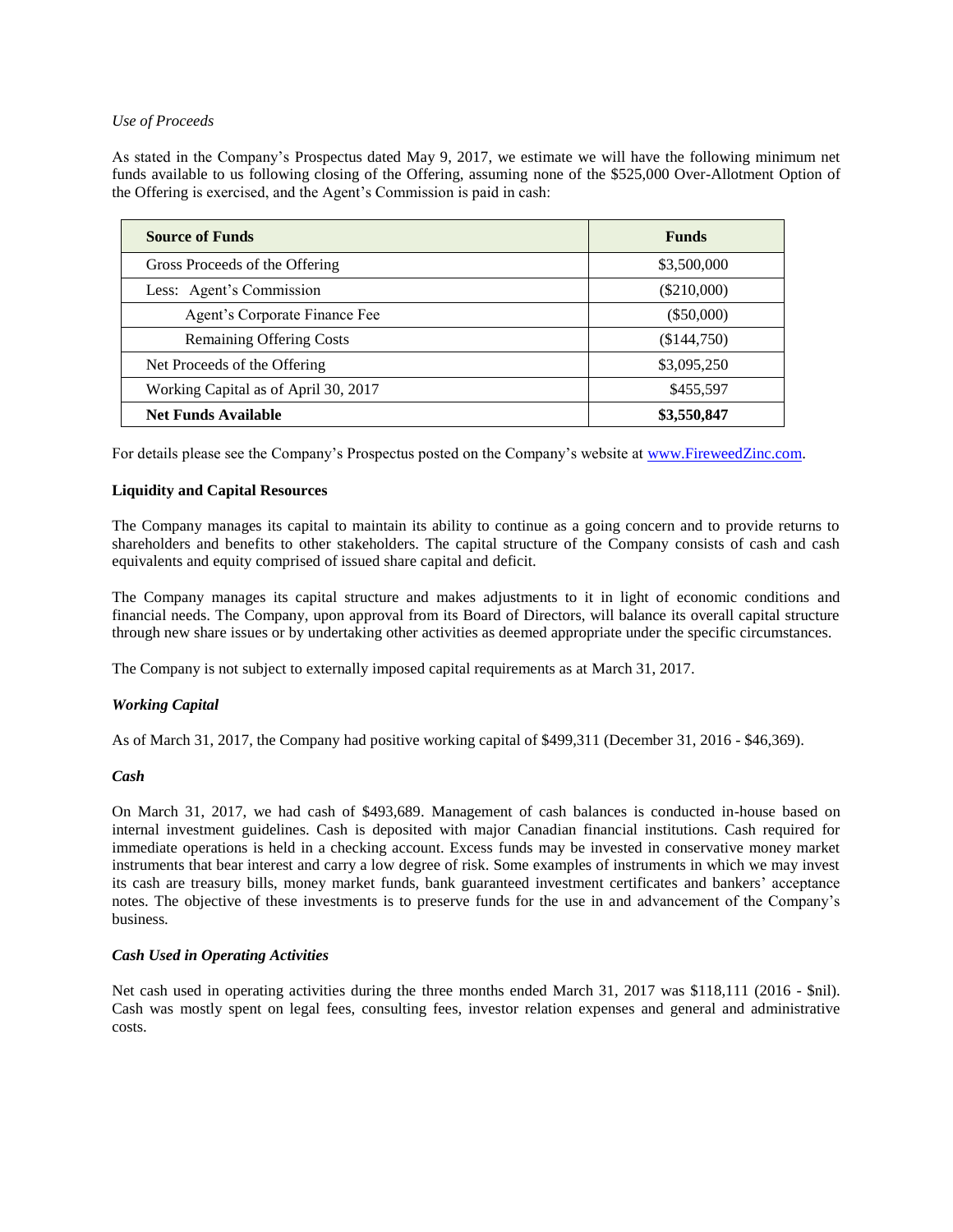*Use of Proceeds*

As stated in the Company's Prospectus dated May 9, 2017, we estimate we will have the following minimum net funds available to us following closing of the Offering, assuming none of the $525,000 Over-Allotment Option of the Offering is exercised, and the Agent's Commission is paid in cash:

| **Source of Funds** | **Funds** |
|---|---|
| Gross Proceeds of the Offering | $3,500,000 |
| Less: Agent's Commission | ($210,000) |
| Agent's Corporate Finance Fee | ($50,000) |
| Remaining Offering Costs | ($144,750) |
| Net Proceeds of the Offering | $3,095,250 |
| Working Capital as of April 30, 2017 | $455,597 |
| **Net Funds Available** | **$3,550,847** |

For details please see the Company's Prospectus posted on the Company's website at www.FireweedZinc.com.

**Liquidity and Capital Resources**

The Company manages its capital to maintain its ability to continue as a going concern and to provide returns to shareholders and benefits to other stakeholders. The capital structure of the Company consists of cash and cash equivalents and equity comprised of issued share capital and deficit.

The Company manages its capital structure and makes adjustments to it in light of economic conditions and financial needs. The Company, upon approval from its Board of Directors, will balance its overall capital structure through new share issues or by undertaking other activities as deemed appropriate under the specific circumstances.

The Company is not subject to externally imposed capital requirements as at March 31, 2017.

***Working Capital***

As of March 31, 2017, the Company had positive working capital of $499,311 (December 31, 2016 - $46,369).

***Cash***

On March 31, 2017, we had cash of $493,689. Management of cash balances is conducted in-house based on internal investment guidelines. Cash is deposited with major Canadian financial institutions. Cash required for immediate operations is held in a checking account. Excess funds may be invested in conservative money market instruments that bear interest and carry a low degree of risk. Some examples of instruments in which we may invest its cash are treasury bills, money market funds, bank guaranteed investment certificates and bankers' acceptance notes. The objective of these investments is to preserve funds for the use in and advancement of the Company's business.

***Cash Used in Operating Activities***

Net cash used in operating activities during the three months ended March 31, 2017 was $118,111 (2016 - $nil). Cash was mostly spent on legal fees, consulting fees, investor relation expenses and general and administrative costs.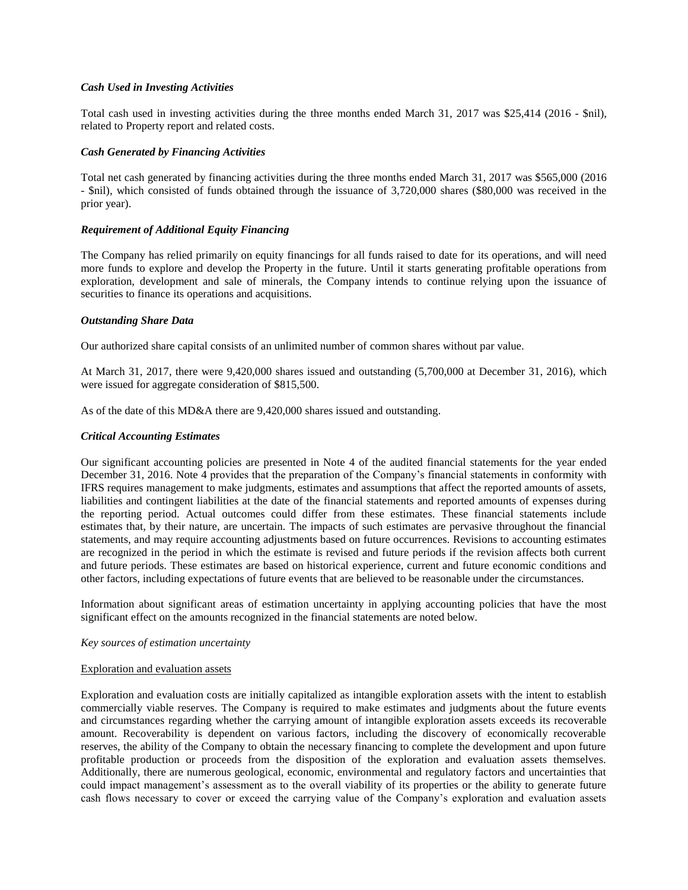### *Cash Used in Investing Activities*

Total cash used in investing activities during the three months ended March 31, 2017 was $25,414 (2016 - $nil), related to Property report and related costs.

### *Cash Generated by Financing Activities*

Total net cash generated by financing activities during the three months ended March 31, 2017 was $565,000 (2016 - $nil), which consisted of funds obtained through the issuance of 3,720,000 shares ($80,000 was received in the prior year).

### *Requirement of Additional Equity Financing*

The Company has relied primarily on equity financings for all funds raised to date for its operations, and will need more funds to explore and develop the Property in the future. Until it starts generating profitable operations from exploration, development and sale of minerals, the Company intends to continue relying upon the issuance of securities to finance its operations and acquisitions.

### *Outstanding Share Data*

Our authorized share capital consists of an unlimited number of common shares without par value.

At March 31, 2017, there were 9,420,000 shares issued and outstanding (5,700,000 at December 31, 2016), which were issued for aggregate consideration of $815,500.

As of the date of this MD&A there are 9,420,000 shares issued and outstanding.

### *Critical Accounting Estimates*

Our significant accounting policies are presented in Note 4 of the audited financial statements for the year ended December 31, 2016. Note 4 provides that the preparation of the Company's financial statements in conformity with IFRS requires management to make judgments, estimates and assumptions that affect the reported amounts of assets, liabilities and contingent liabilities at the date of the financial statements and reported amounts of expenses during the reporting period. Actual outcomes could differ from these estimates. These financial statements include estimates that, by their nature, are uncertain. The impacts of such estimates are pervasive throughout the financial statements, and may require accounting adjustments based on future occurrences. Revisions to accounting estimates are recognized in the period in which the estimate is revised and future periods if the revision affects both current and future periods. These estimates are based on historical experience, current and future economic conditions and other factors, including expectations of future events that are believed to be reasonable under the circumstances.

Information about significant areas of estimation uncertainty in applying accounting policies that have the most significant effect on the amounts recognized in the financial statements are noted below.

*Key sources of estimation uncertainty*

Exploration and evaluation assets

Exploration and evaluation costs are initially capitalized as intangible exploration assets with the intent to establish commercially viable reserves. The Company is required to make estimates and judgments about the future events and circumstances regarding whether the carrying amount of intangible exploration assets exceeds its recoverable amount. Recoverability is dependent on various factors, including the discovery of economically recoverable reserves, the ability of the Company to obtain the necessary financing to complete the development and upon future profitable production or proceeds from the disposition of the exploration and evaluation assets themselves. Additionally, there are numerous geological, economic, environmental and regulatory factors and uncertainties that could impact management's assessment as to the overall viability of its properties or the ability to generate future cash flows necessary to cover or exceed the carrying value of the Company's exploration and evaluation assets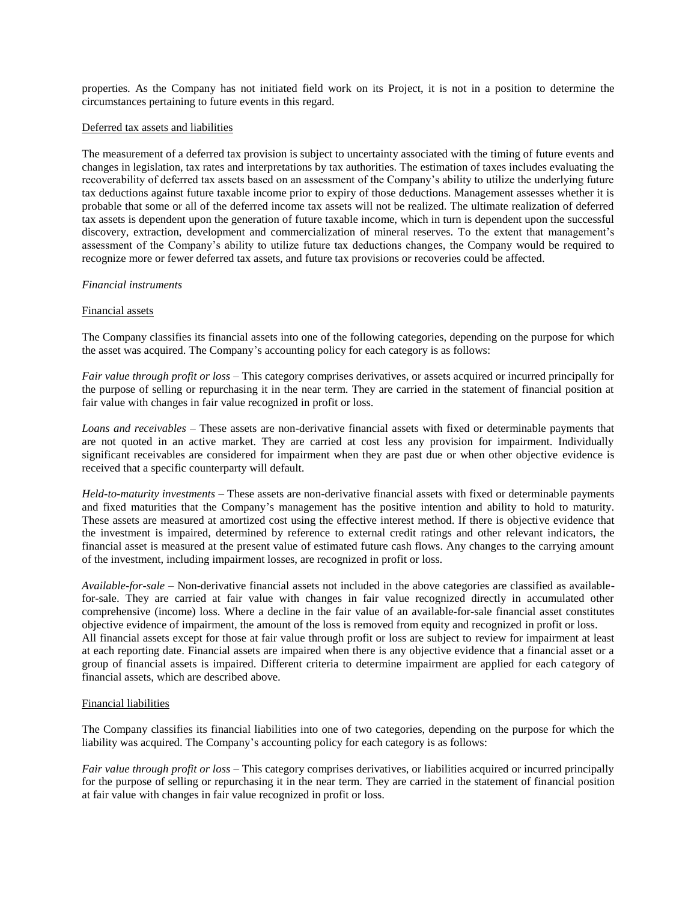properties. As the Company has not initiated field work on its Project, it is not in a position to determine the circumstances pertaining to future events in this regard.

<u>Deferred tax assets and liabilities</u>

The measurement of a deferred tax provision is subject to uncertainty associated with the timing of future events and changes in legislation, tax rates and interpretations by tax authorities. The estimation of taxes includes evaluating the recoverability of deferred tax assets based on an assessment of the Company's ability to utilize the underlying future tax deductions against future taxable income prior to expiry of those deductions. Management assesses whether it is probable that some or all of the deferred income tax assets will not be realized. The ultimate realization of deferred tax assets is dependent upon the generation of future taxable income, which in turn is dependent upon the successful discovery, extraction, development and commercialization of mineral reserves. To the extent that management's assessment of the Company's ability to utilize future tax deductions changes, the Company would be required to recognize more or fewer deferred tax assets, and future tax provisions or recoveries could be affected.

*Financial instruments*

<u>Financial assets</u>

The Company classifies its financial assets into one of the following categories, depending on the purpose for which the asset was acquired. The Company's accounting policy for each category is as follows:

*Fair value through profit or loss* – This category comprises derivatives, or assets acquired or incurred principally for the purpose of selling or repurchasing it in the near term. They are carried in the statement of financial position at fair value with changes in fair value recognized in profit or loss.

*Loans and receivables* – These assets are non-derivative financial assets with fixed or determinable payments that are not quoted in an active market. They are carried at cost less any provision for impairment. Individually significant receivables are considered for impairment when they are past due or when other objective evidence is received that a specific counterparty will default.

*Held-to-maturity investments* – These assets are non-derivative financial assets with fixed or determinable payments and fixed maturities that the Company's management has the positive intention and ability to hold to maturity. These assets are measured at amortized cost using the effective interest method. If there is objective evidence that the investment is impaired, determined by reference to external credit ratings and other relevant indicators, the financial asset is measured at the present value of estimated future cash flows. Any changes to the carrying amount of the investment, including impairment losses, are recognized in profit or loss.

*Available-for-sale* – Non-derivative financial assets not included in the above categories are classified as available-for-sale. They are carried at fair value with changes in fair value recognized directly in accumulated other comprehensive (income) loss. Where a decline in the fair value of an available-for-sale financial asset constitutes objective evidence of impairment, the amount of the loss is removed from equity and recognized in profit or loss.
All financial assets except for those at fair value through profit or loss are subject to review for impairment at least at each reporting date. Financial assets are impaired when there is any objective evidence that a financial asset or a group of financial assets is impaired. Different criteria to determine impairment are applied for each category of financial assets, which are described above.

<u>Financial liabilities</u>

The Company classifies its financial liabilities into one of two categories, depending on the purpose for which the liability was acquired. The Company's accounting policy for each category is as follows:

*Fair value through profit or loss* – This category comprises derivatives, or liabilities acquired or incurred principally for the purpose of selling or repurchasing it in the near term. They are carried in the statement of financial position at fair value with changes in fair value recognized in profit or loss.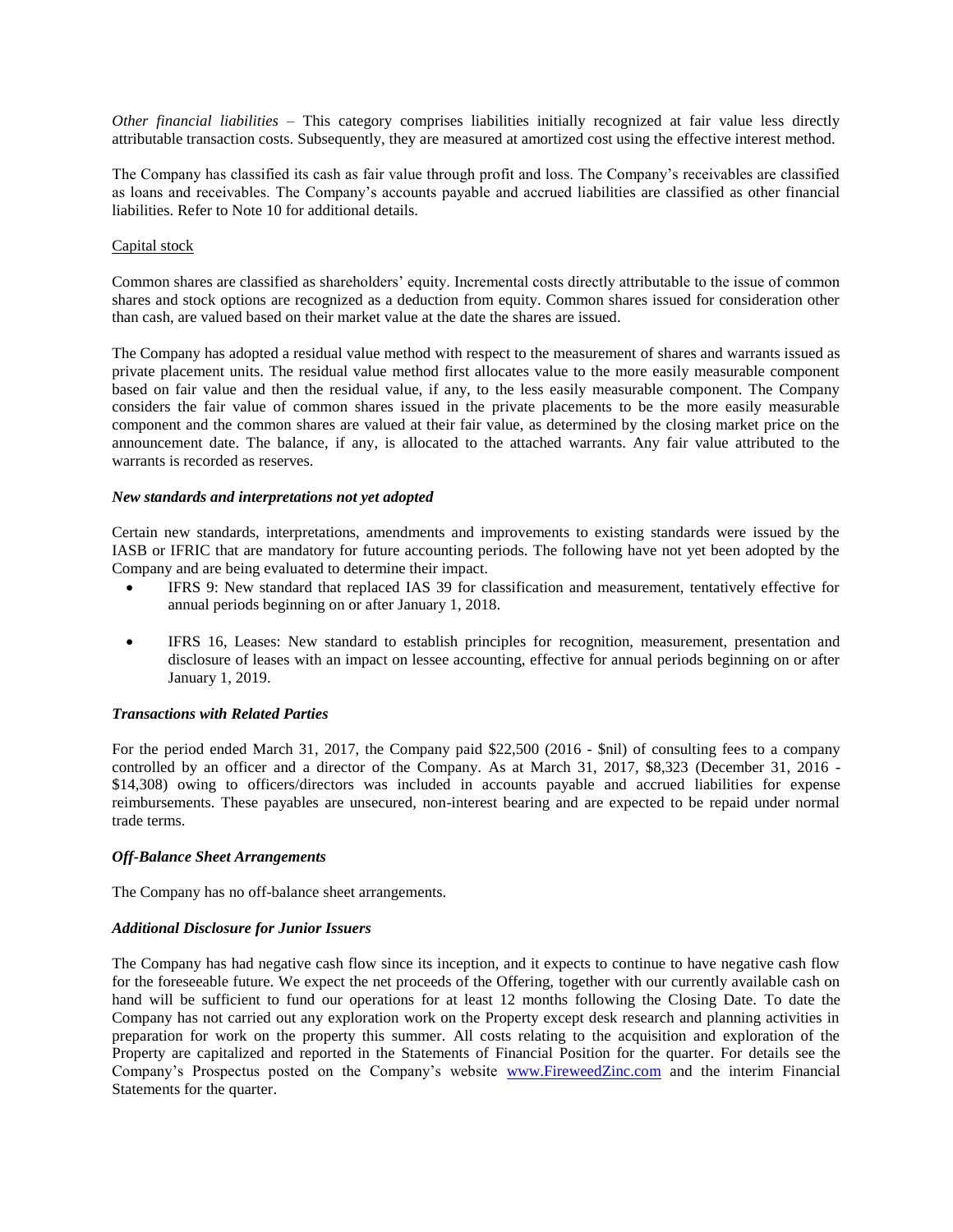*Other financial liabilities* – This category comprises liabilities initially recognized at fair value less directly attributable transaction costs. Subsequently, they are measured at amortized cost using the effective interest method.

The Company has classified its cash as fair value through profit and loss. The Company's receivables are classified as loans and receivables. The Company's accounts payable and accrued liabilities are classified as other financial liabilities. Refer to Note 10 for additional details.

Capital stock

Common shares are classified as shareholders' equity. Incremental costs directly attributable to the issue of common shares and stock options are recognized as a deduction from equity. Common shares issued for consideration other than cash, are valued based on their market value at the date the shares are issued.

The Company has adopted a residual value method with respect to the measurement of shares and warrants issued as private placement units. The residual value method first allocates value to the more easily measurable component based on fair value and then the residual value, if any, to the less easily measurable component. The Company considers the fair value of common shares issued in the private placements to be the more easily measurable component and the common shares are valued at their fair value, as determined by the closing market price on the announcement date. The balance, if any, is allocated to the attached warrants. Any fair value attributed to the warrants is recorded as reserves.

### *New standards and interpretations not yet adopted*

Certain new standards, interpretations, amendments and improvements to existing standards were issued by the IASB or IFRIC that are mandatory for future accounting periods. The following have not yet been adopted by the Company and are being evaluated to determine their impact.

- IFRS 9: New standard that replaced IAS 39 for classification and measurement, tentatively effective for annual periods beginning on or after January 1, 2018.
- IFRS 16, Leases: New standard to establish principles for recognition, measurement, presentation and disclosure of leases with an impact on lessee accounting, effective for annual periods beginning on or after January 1, 2019.

### *Transactions with Related Parties*

For the period ended March 31, 2017, the Company paid $22,500 (2016 - $nil) of consulting fees to a company controlled by an officer and a director of the Company. As at March 31, 2017, $8,323 (December 31, 2016 - $14,308) owing to officers/directors was included in accounts payable and accrued liabilities for expense reimbursements. These payables are unsecured, non-interest bearing and are expected to be repaid under normal trade terms.

### *Off-Balance Sheet Arrangements*

The Company has no off-balance sheet arrangements.

### *Additional Disclosure for Junior Issuers*

The Company has had negative cash flow since its inception, and it expects to continue to have negative cash flow for the foreseeable future. We expect the net proceeds of the Offering, together with our currently available cash on hand will be sufficient to fund our operations for at least 12 months following the Closing Date. To date the Company has not carried out any exploration work on the Property except desk research and planning activities in preparation for work on the property this summer. All costs relating to the acquisition and exploration of the Property are capitalized and reported in the Statements of Financial Position for the quarter. For details see the Company's Prospectus posted on the Company's website [www.FireweedZinc.com](www.FireweedZinc.com) and the interim Financial Statements for the quarter.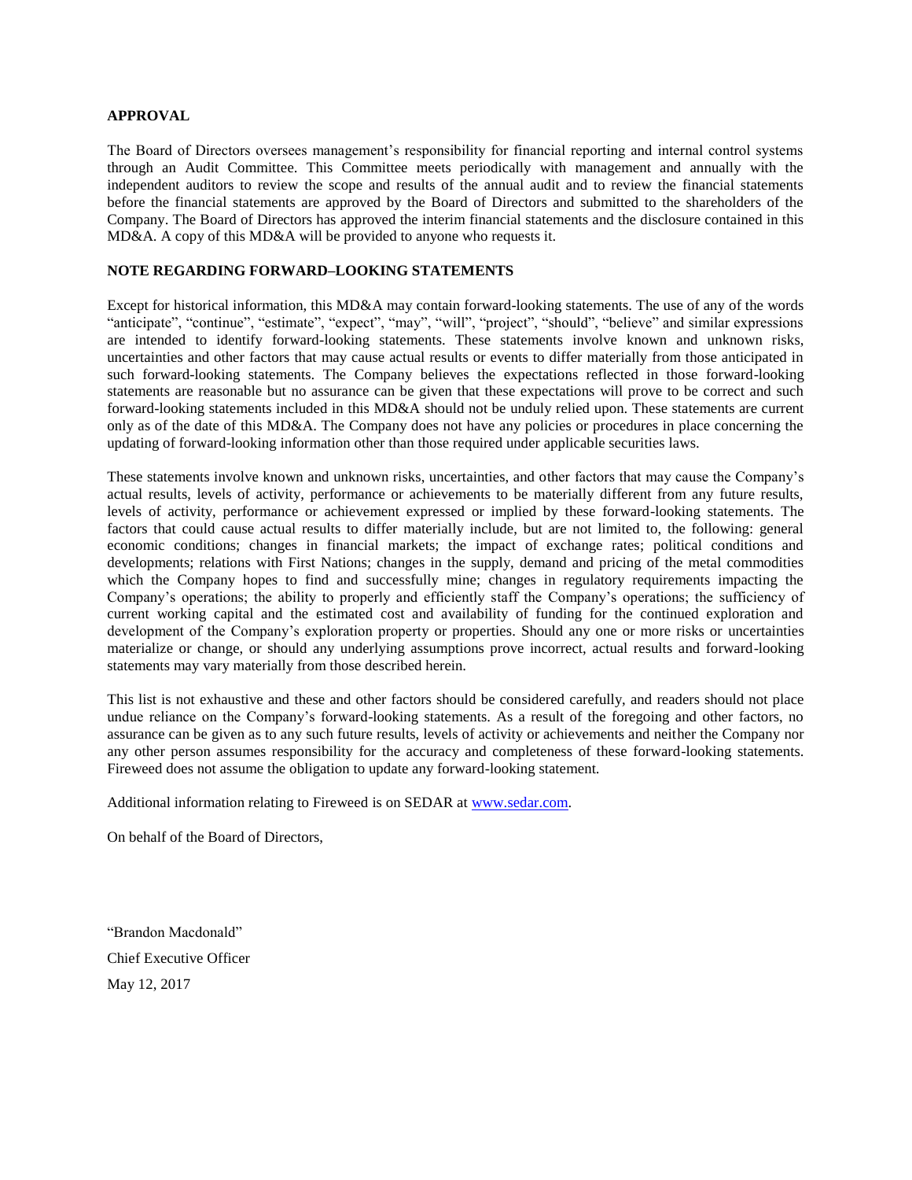## APPROVAL

The Board of Directors oversees management's responsibility for financial reporting and internal control systems through an Audit Committee. This Committee meets periodically with management and annually with the independent auditors to review the scope and results of the annual audit and to review the financial statements before the financial statements are approved by the Board of Directors and submitted to the shareholders of the Company. The Board of Directors has approved the interim financial statements and the disclosure contained in this MD&A. A copy of this MD&A will be provided to anyone who requests it.

## NOTE REGARDING FORWARD–LOOKING STATEMENTS

Except for historical information, this MD&A may contain forward-looking statements. The use of any of the words "anticipate", "continue", "estimate", "expect", "may", "will", "project", "should", "believe" and similar expressions are intended to identify forward-looking statements. These statements involve known and unknown risks, uncertainties and other factors that may cause actual results or events to differ materially from those anticipated in such forward-looking statements. The Company believes the expectations reflected in those forward-looking statements are reasonable but no assurance can be given that these expectations will prove to be correct and such forward-looking statements included in this MD&A should not be unduly relied upon. These statements are current only as of the date of this MD&A. The Company does not have any policies or procedures in place concerning the updating of forward-looking information other than those required under applicable securities laws.

These statements involve known and unknown risks, uncertainties, and other factors that may cause the Company's actual results, levels of activity, performance or achievements to be materially different from any future results, levels of activity, performance or achievement expressed or implied by these forward-looking statements. The factors that could cause actual results to differ materially include, but are not limited to, the following: general economic conditions; changes in financial markets; the impact of exchange rates; political conditions and developments; relations with First Nations; changes in the supply, demand and pricing of the metal commodities which the Company hopes to find and successfully mine; changes in regulatory requirements impacting the Company's operations; the ability to properly and efficiently staff the Company's operations; the sufficiency of current working capital and the estimated cost and availability of funding for the continued exploration and development of the Company's exploration property or properties. Should any one or more risks or uncertainties materialize or change, or should any underlying assumptions prove incorrect, actual results and forward-looking statements may vary materially from those described herein.

This list is not exhaustive and these and other factors should be considered carefully, and readers should not place undue reliance on the Company's forward-looking statements. As a result of the foregoing and other factors, no assurance can be given as to any such future results, levels of activity or achievements and neither the Company nor any other person assumes responsibility for the accuracy and completeness of these forward-looking statements. Fireweed does not assume the obligation to update any forward-looking statement.

Additional information relating to Fireweed is on SEDAR at [www.sedar.com](http://www.sedar.com).

On behalf of the Board of Directors,

"Brandon Macdonald"

Chief Executive Officer

May 12, 2017